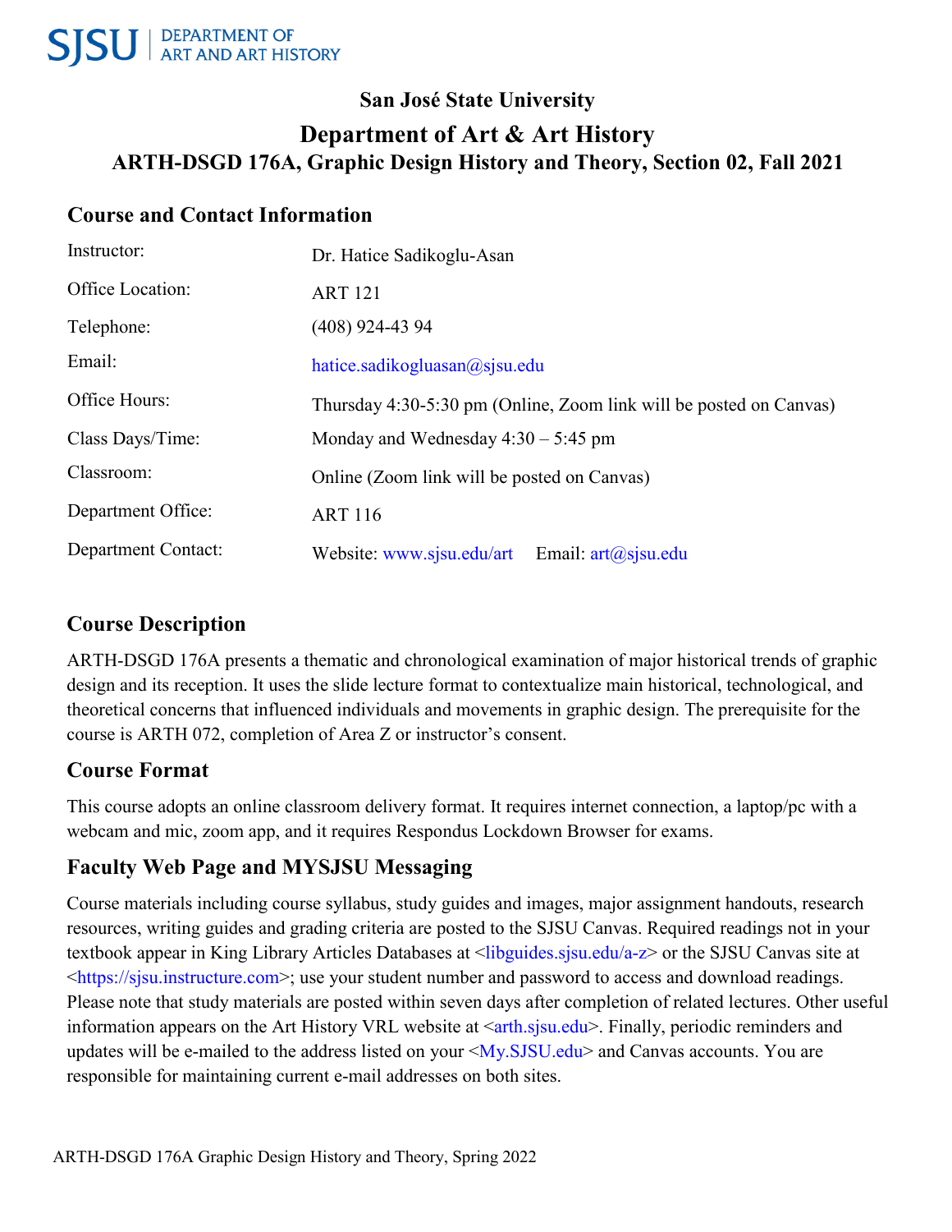SJSU | DEPARTMENT OF ART AND ART HISTORY

# San José State University

## Department of Art & Art History

### ARTH-DSGD 176A, Graphic Design History and Theory, Section 02, Fall 2021

## Course and Contact Information

| | |
|---|---|
| Instructor: | Dr. Hatice Sadikoglu-Asan |
| Office Location: | ART 121 |
| Telephone: | (408) 924-43 94 |
| Email: | hatice.sadikogluasan@sjsu.edu |
| Office Hours: | Thursday 4:30-5:30 pm (Online, Zoom link will be posted on Canvas) |
| Class Days/Time: | Monday and Wednesday 4:30 – 5:45 pm |
| Classroom: | Online (Zoom link will be posted on Canvas) |
| Department Office: | ART 116 |
| Department Contact: | Website: www.sjsu.edu/art Email: art@sjsu.edu |

## Course Description

ARTH-DSGD 176A presents a thematic and chronological examination of major historical trends of graphic design and its reception. It uses the slide lecture format to contextualize main historical, technological, and theoretical concerns that influenced individuals and movements in graphic design. The prerequisite for the course is ARTH 072, completion of Area Z or instructor's consent.

## Course Format

This course adopts an online classroom delivery format. It requires internet connection, a laptop/pc with a webcam and mic, zoom app, and it requires Respondus Lockdown Browser for exams.

## Faculty Web Page and MYSJSU Messaging

Course materials including course syllabus, study guides and images, major assignment handouts, research resources, writing guides and grading criteria are posted to the SJSU Canvas. Required readings not in your textbook appear in King Library Articles Databases at <libguides.sjsu.edu/a-z> or the SJSU Canvas site at <https://sjsu.instructure.com>; use your student number and password to access and download readings. Please note that study materials are posted within seven days after completion of related lectures. Other useful information appears on the Art History VRL website at <arth.sjsu.edu>. Finally, periodic reminders and updates will be e-mailed to the address listed on your <My.SJSU.edu> and Canvas accounts. You are responsible for maintaining current e-mail addresses on both sites.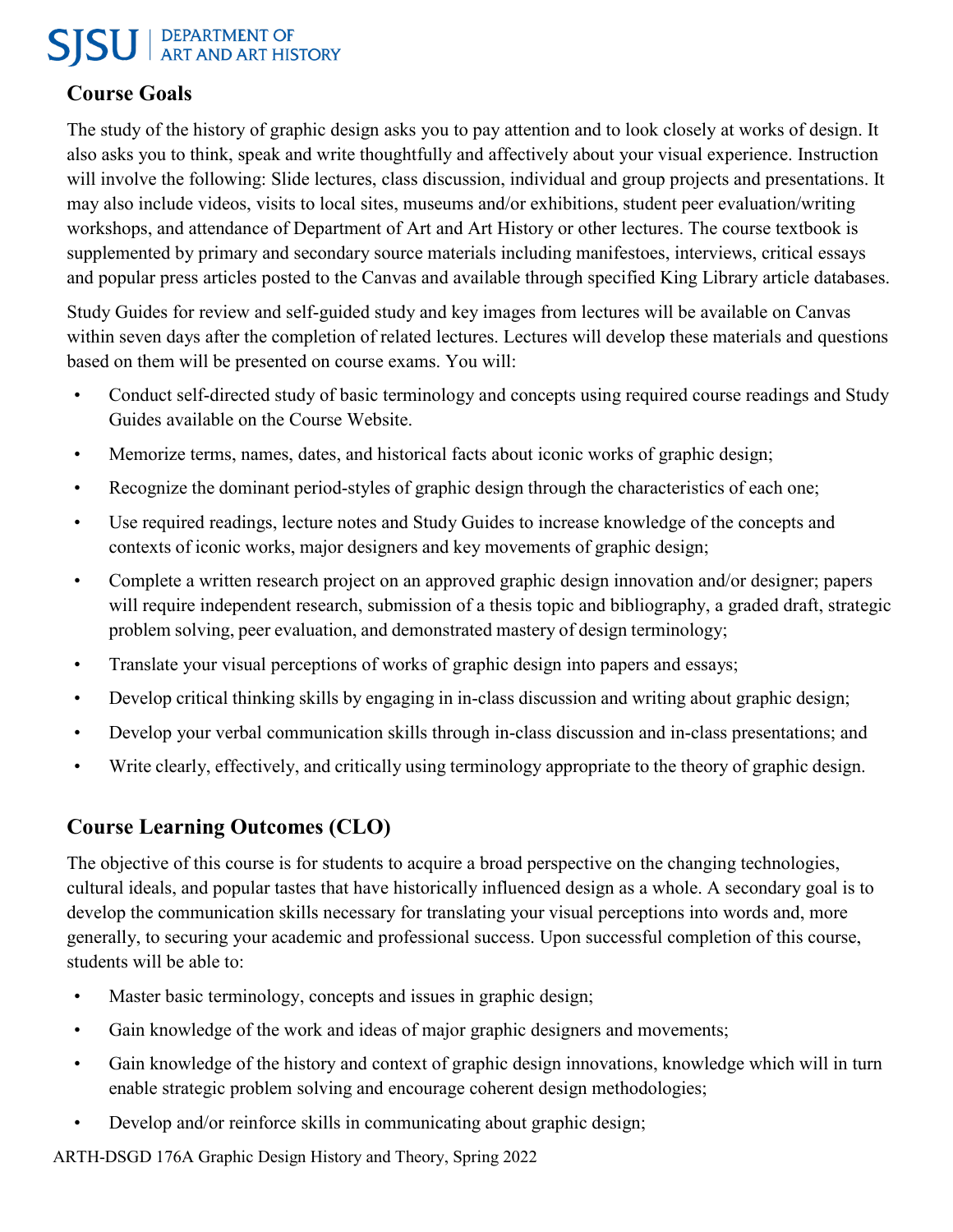## Course Goals

The study of the history of graphic design asks you to pay attention and to look closely at works of design. It also asks you to think, speak and write thoughtfully and affectively about your visual experience. Instruction will involve the following: Slide lectures, class discussion, individual and group projects and presentations. It may also include videos, visits to local sites, museums and/or exhibitions, student peer evaluation/writing workshops, and attendance of Department of Art and Art History or other lectures. The course textbook is supplemented by primary and secondary source materials including manifestoes, interviews, critical essays and popular press articles posted to the Canvas and available through specified King Library article databases.

Study Guides for review and self-guided study and key images from lectures will be available on Canvas within seven days after the completion of related lectures. Lectures will develop these materials and questions based on them will be presented on course exams. You will:

- Conduct self-directed study of basic terminology and concepts using required course readings and Study Guides available on the Course Website.
- Memorize terms, names, dates, and historical facts about iconic works of graphic design;
- Recognize the dominant period-styles of graphic design through the characteristics of each one;
- Use required readings, lecture notes and Study Guides to increase knowledge of the concepts and contexts of iconic works, major designers and key movements of graphic design;
- Complete a written research project on an approved graphic design innovation and/or designer; papers will require independent research, submission of a thesis topic and bibliography, a graded draft, strategic problem solving, peer evaluation, and demonstrated mastery of design terminology;
- Translate your visual perceptions of works of graphic design into papers and essays;
- Develop critical thinking skills by engaging in in-class discussion and writing about graphic design;
- Develop your verbal communication skills through in-class discussion and in-class presentations; and
- Write clearly, effectively, and critically using terminology appropriate to the theory of graphic design.

## Course Learning Outcomes (CLO)

The objective of this course is for students to acquire a broad perspective on the changing technologies, cultural ideals, and popular tastes that have historically influenced design as a whole. A secondary goal is to develop the communication skills necessary for translating your visual perceptions into words and, more generally, to securing your academic and professional success. Upon successful completion of this course, students will be able to:

- Master basic terminology, concepts and issues in graphic design;
- Gain knowledge of the work and ideas of major graphic designers and movements;
- Gain knowledge of the history and context of graphic design innovations, knowledge which will in turn enable strategic problem solving and encourage coherent design methodologies;
- Develop and/or reinforce skills in communicating about graphic design;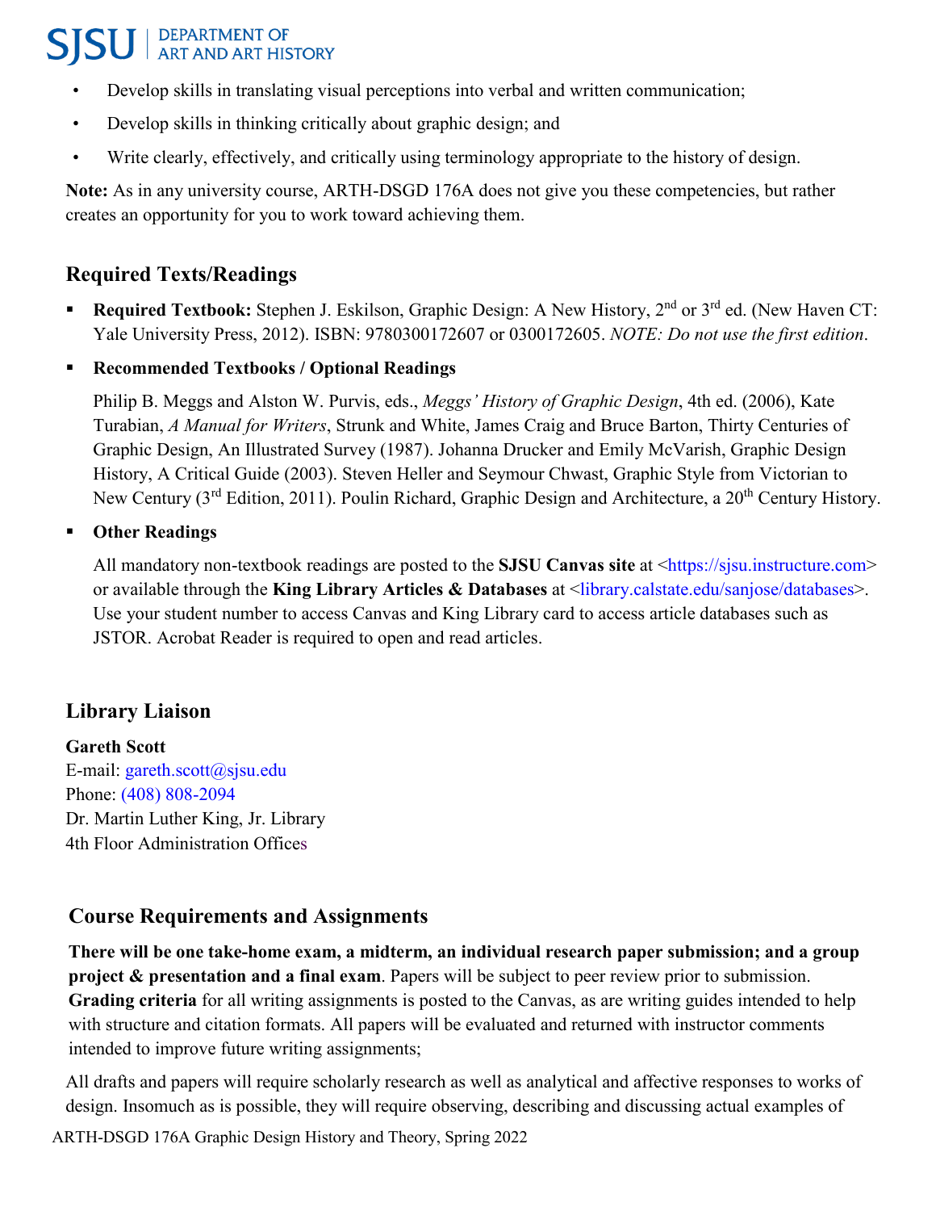- Develop skills in translating visual perceptions into verbal and written communication;
- Develop skills in thinking critically about graphic design; and
- Write clearly, effectively, and critically using terminology appropriate to the history of design.

**Note:** As in any university course, ARTH-DSGD 176A does not give you these competencies, but rather creates an opportunity for you to work toward achieving them.

## Required Texts/Readings

- **Required Textbook:** Stephen J. Eskilson, Graphic Design: A New History, 2nd or 3rd ed. (New Haven CT: Yale University Press, 2012). ISBN: 9780300172607 or 0300172605. *NOTE: Do not use the first edition*.
- **Recommended Textbooks / Optional Readings**

  Philip B. Meggs and Alston W. Purvis, eds., *Meggs' History of Graphic Design*, 4th ed. (2006), Kate Turabian, *A Manual for Writers*, Strunk and White, James Craig and Bruce Barton, Thirty Centuries of Graphic Design, An Illustrated Survey (1987). Johanna Drucker and Emily McVarish, Graphic Design History, A Critical Guide (2003). Steven Heller and Seymour Chwast, Graphic Style from Victorian to New Century (3rd Edition, 2011). Poulin Richard, Graphic Design and Architecture, a 20th Century History.

- **Other Readings**

  All mandatory non-textbook readings are posted to the **SJSU Canvas site** at <https://sjsu.instructure.com> or available through the **King Library Articles & Databases** at <library.calstate.edu/sanjose/databases>. Use your student number to access Canvas and King Library card to access article databases such as JSTOR. Acrobat Reader is required to open and read articles.

## Library Liaison

**Gareth Scott**
E-mail: gareth.scott@sjsu.edu
Phone: (408) 808-2094
Dr. Martin Luther King, Jr. Library
4th Floor Administration Offices

## Course Requirements and Assignments

**There will be one take-home exam, a midterm, an individual research paper submission; and a group project & presentation and a final exam**. Papers will be subject to peer review prior to submission. **Grading criteria** for all writing assignments is posted to the Canvas, as are writing guides intended to help with structure and citation formats. All papers will be evaluated and returned with instructor comments intended to improve future writing assignments;

All drafts and papers will require scholarly research as well as analytical and affective responses to works of design. Insomuch as is possible, they will require observing, describing and discussing actual examples of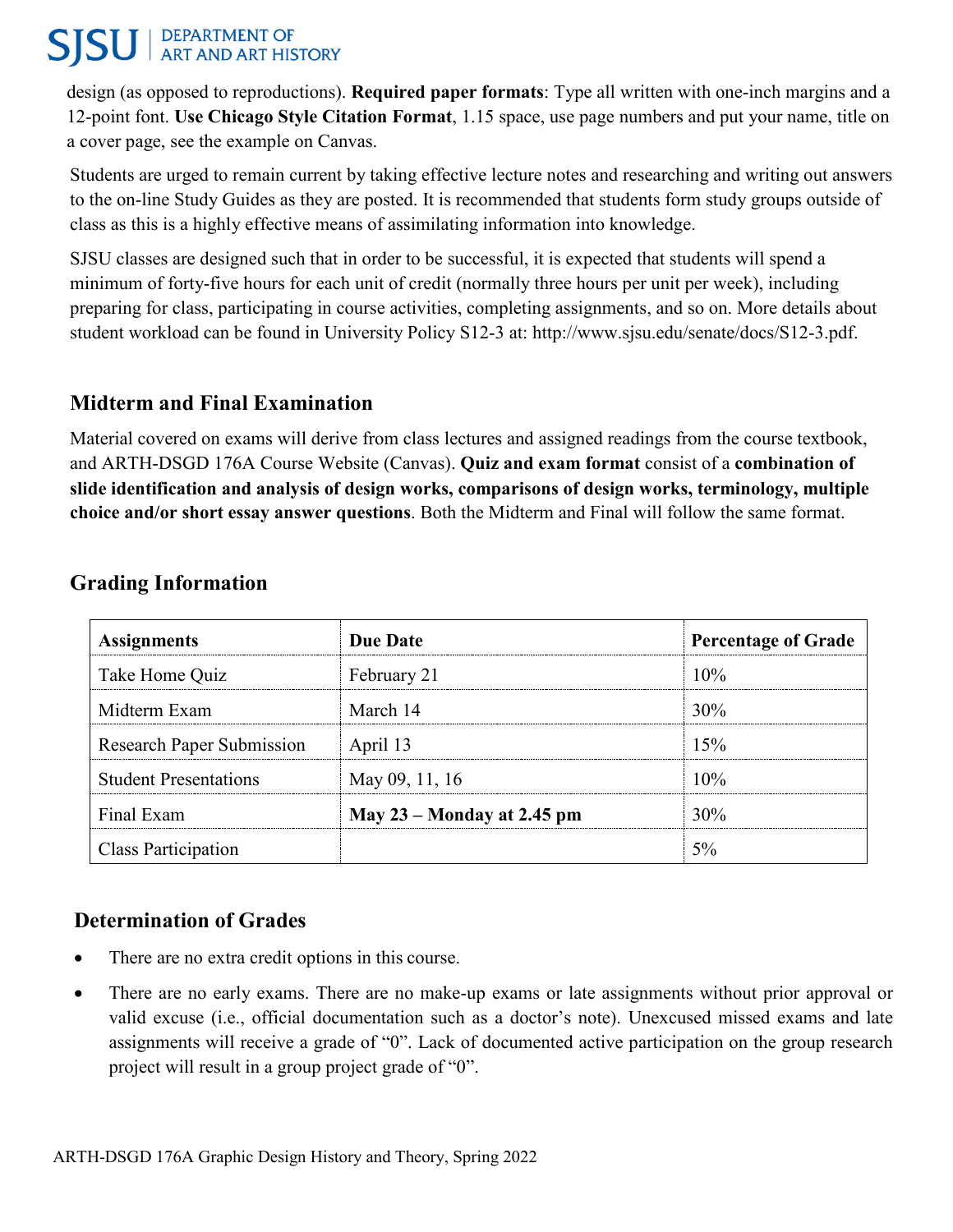design (as opposed to reproductions). **Required paper formats**: Type all written with one-inch margins and a 12-point font. **Use Chicago Style Citation Format**, 1.15 space, use page numbers and put your name, title on a cover page, see the example on Canvas.

Students are urged to remain current by taking effective lecture notes and researching and writing out answers to the on-line Study Guides as they are posted. It is recommended that students form study groups outside of class as this is a highly effective means of assimilating information into knowledge.

SJSU classes are designed such that in order to be successful, it is expected that students will spend a minimum of forty-five hours for each unit of credit (normally three hours per unit per week), including preparing for class, participating in course activities, completing assignments, and so on. More details about student workload can be found in University Policy S12-3 at: http://www.sjsu.edu/senate/docs/S12-3.pdf.

## Midterm and Final Examination

Material covered on exams will derive from class lectures and assigned readings from the course textbook, and ARTH-DSGD 176A Course Website (Canvas). **Quiz and exam format** consist of a **combination of slide identification and analysis of design works, comparisons of design works, terminology, multiple choice and/or short essay answer questions**. Both the Midterm and Final will follow the same format.

## Grading Information

| Assignments | Due Date | Percentage of Grade |
| --- | --- | --- |
| Take Home Quiz | February 21 | 10% |
| Midterm Exam | March 14 | 30% |
| Research Paper Submission | April 13 | 15% |
| Student Presentations | May 09, 11, 16 | 10% |
| Final Exam | **May 23 – Monday at 2.45 pm** | 30% |
| Class Participation | | 5% |

## Determination of Grades

- There are no extra credit options in this course.
- There are no early exams. There are no make-up exams or late assignments without prior approval or valid excuse (i.e., official documentation such as a doctor's note). Unexcused missed exams and late assignments will receive a grade of "0". Lack of documented active participation on the group research project will result in a group project grade of "0".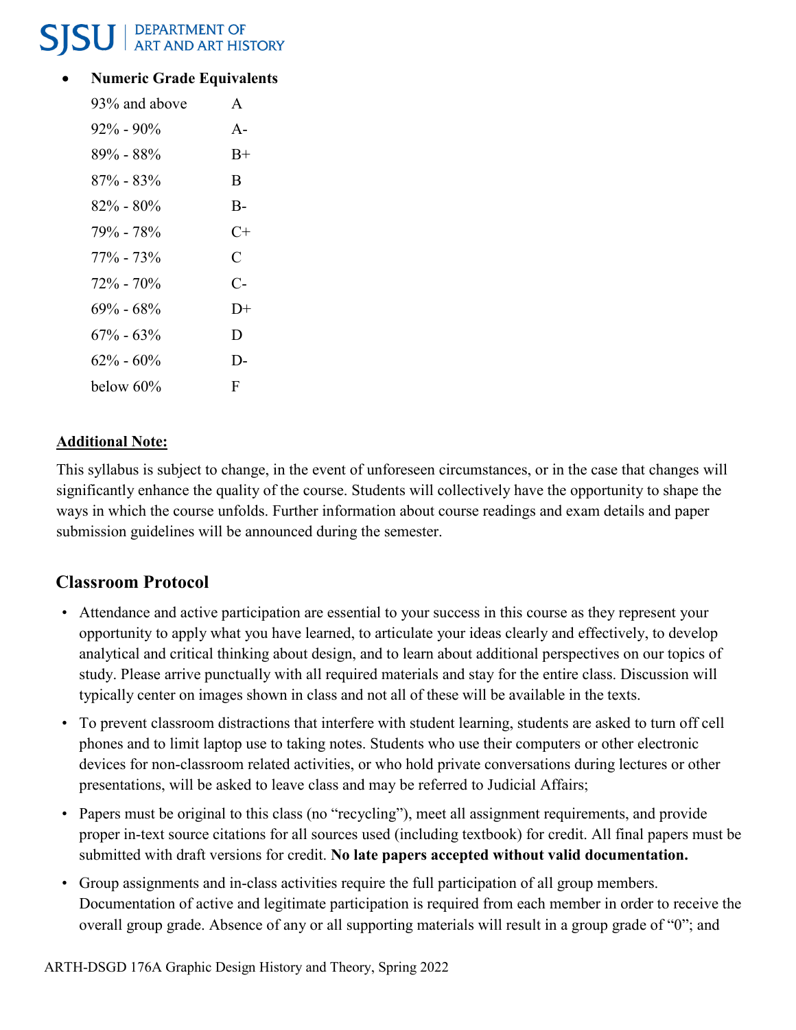- **Numeric Grade Equivalents**

| | |
|---|---|
| 93% and above | A |
| 92% - 90% | A- |
| 89% - 88% | B+ |
| 87% - 83% | B |
| 82% - 80% | B- |
| 79% - 78% | C+ |
| 77% - 73% | C |
| 72% - 70% | C- |
| 69% - 68% | D+ |
| 67% - 63% | D |
| 62% - 60% | D- |
| below 60% | F |

**Additional Note:**

This syllabus is subject to change, in the event of unforeseen circumstances, or in the case that changes will significantly enhance the quality of the course. Students will collectively have the opportunity to shape the ways in which the course unfolds. Further information about course readings and exam details and paper submission guidelines will be announced during the semester.

## Classroom Protocol

- Attendance and active participation are essential to your success in this course as they represent your opportunity to apply what you have learned, to articulate your ideas clearly and effectively, to develop analytical and critical thinking about design, and to learn about additional perspectives on our topics of study. Please arrive punctually with all required materials and stay for the entire class. Discussion will typically center on images shown in class and not all of these will be available in the texts.
- To prevent classroom distractions that interfere with student learning, students are asked to turn off cell phones and to limit laptop use to taking notes. Students who use their computers or other electronic devices for non-classroom related activities, or who hold private conversations during lectures or other presentations, will be asked to leave class and may be referred to Judicial Affairs;
- Papers must be original to this class (no "recycling"), meet all assignment requirements, and provide proper in-text source citations for all sources used (including textbook) for credit. All final papers must be submitted with draft versions for credit. **No late papers accepted without valid documentation.**
- Group assignments and in-class activities require the full participation of all group members. Documentation of active and legitimate participation is required from each member in order to receive the overall group grade. Absence of any or all supporting materials will result in a group grade of "0"; and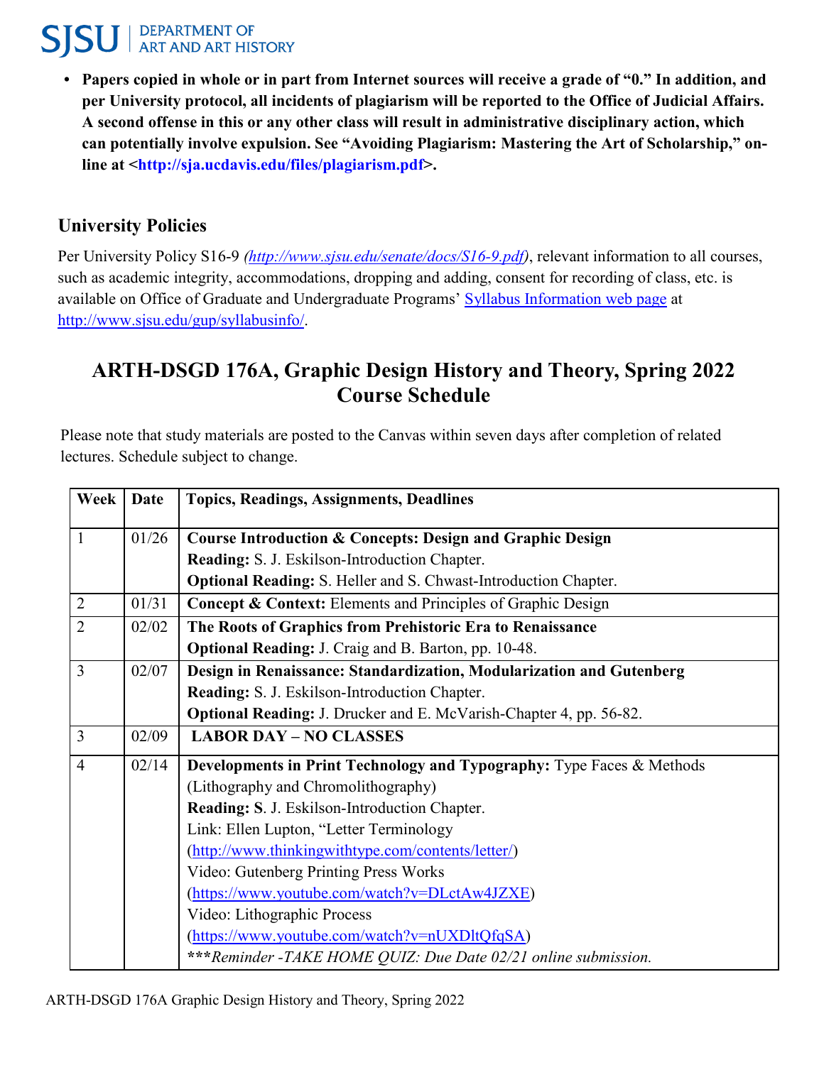- **Papers copied in whole or in part from Internet sources will receive a grade of "0." In addition, and per University protocol, all incidents of plagiarism will be reported to the Office of Judicial Affairs. A second offense in this or any other class will result in administrative disciplinary action, which can potentially involve expulsion. See "Avoiding Plagiarism: Mastering the Art of Scholarship," on-line at <http://sja.ucdavis.edu/files/plagiarism.pdf>.**

### University Policies

Per University Policy S16-9 *(http://www.sjsu.edu/senate/docs/S16-9.pdf)*, relevant information to all courses, such as academic integrity, accommodations, dropping and adding, consent for recording of class, etc. is available on Office of Graduate and Undergraduate Programs' Syllabus Information web page at http://www.sjsu.edu/gup/syllabusinfo/.

## ARTH-DSGD 176A, Graphic Design History and Theory, Spring 2022 Course Schedule

Please note that study materials are posted to the Canvas within seven days after completion of related lectures. Schedule subject to change.

| Week | Date | Topics, Readings, Assignments, Deadlines |
|---|---|---|
| 1 | 01/26 | **Course Introduction & Concepts: Design and Graphic Design**<br>**Reading:** S. J. Eskilson-Introduction Chapter.<br>**Optional Reading:** S. Heller and S. Chwast-Introduction Chapter. |
| 2 | 01/31 | **Concept & Context:** Elements and Principles of Graphic Design |
| 2 | 02/02 | **The Roots of Graphics from Prehistoric Era to Renaissance**<br>**Optional Reading:** J. Craig and B. Barton, pp. 10-48. |
| 3 | 02/07 | **Design in Renaissance: Standardization, Modularization and Gutenberg**<br>**Reading:** S. J. Eskilson-Introduction Chapter.<br>**Optional Reading:** J. Drucker and E. McVarish-Chapter 4, pp. 56-82. |
| 3 | 02/09 | **LABOR DAY – NO CLASSES** |
| 4 | 02/14 | **Developments in Print Technology and Typography:** Type Faces & Methods (Lithography and Chromolithography)<br>**Reading: S**. J. Eskilson-Introduction Chapter.<br>Link: Ellen Lupton, "Letter Terminology (http://www.thinkingwithtype.com/contents/letter/)<br>Video: Gutenberg Printing Press Works (https://www.youtube.com/watch?v=DLctAw4JZXE)<br>Video: Lithographic Process (https://www.youtube.com/watch?v=nUXDltQfqSA)<br>***\*\*\*Reminder -TAKE HOME QUIZ: Due Date 02/21 online submission.*** |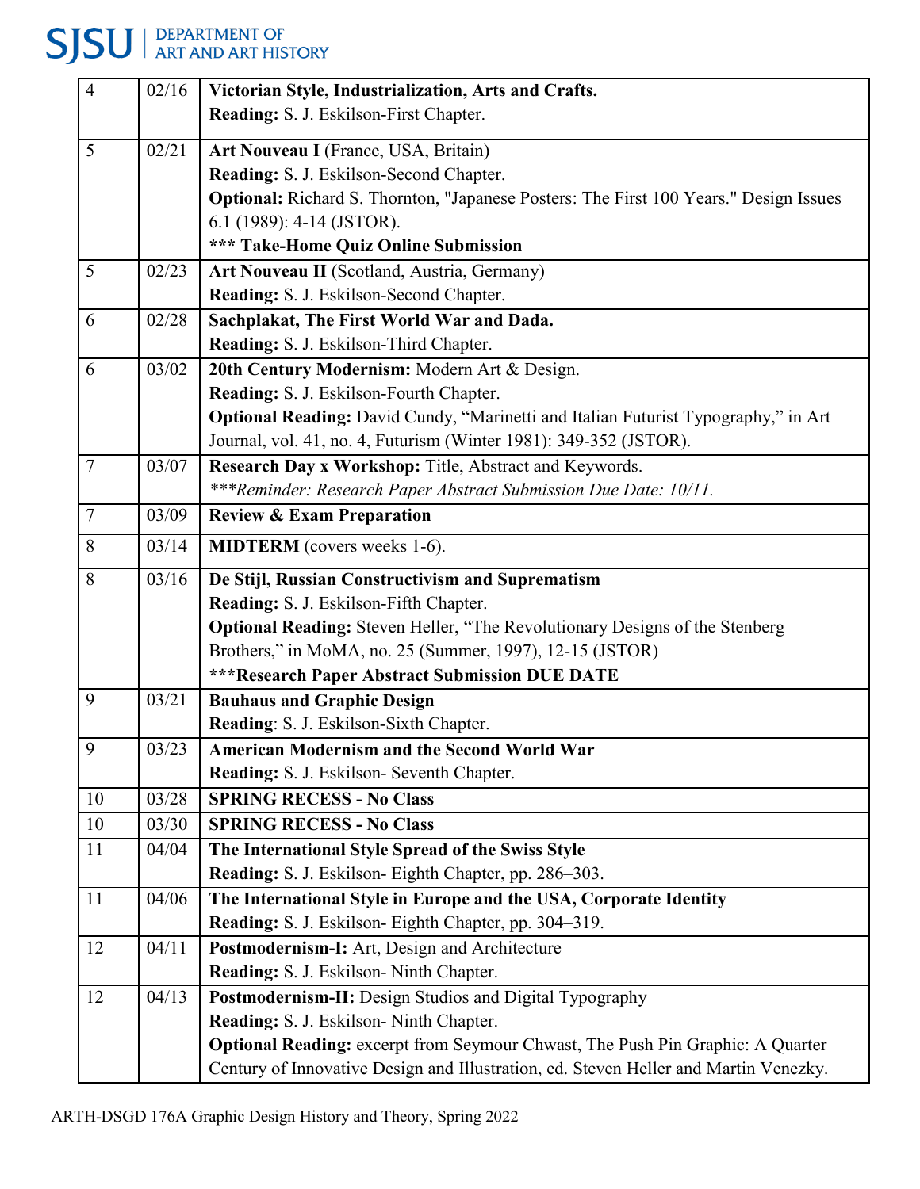| 4 | 02/16 | **Victorian Style, Industrialization, Arts and Crafts.**<br>**Reading:** S. J. Eskilson-First Chapter. |
|---|---|---|
| 5 | 02/21 | **Art Nouveau I** (France, USA, Britain)<br>**Reading:** S. J. Eskilson-Second Chapter.<br>**Optional:** Richard S. Thornton, "Japanese Posters: The First 100 Years." Design Issues 6.1 (1989): 4-14 (JSTOR).<br>**\*\*\* Take-Home Quiz Online Submission** |
| 5 | 02/23 | **Art Nouveau II** (Scotland, Austria, Germany)<br>**Reading:** S. J. Eskilson-Second Chapter. |
| 6 | 02/28 | **Sachplakat, The First World War and Dada.**<br>**Reading:** S. J. Eskilson-Third Chapter. |
| 6 | 03/02 | **20th Century Modernism:** Modern Art & Design.<br>**Reading:** S. J. Eskilson-Fourth Chapter.<br>**Optional Reading:** David Cundy, "Marinetti and Italian Futurist Typography," in Art Journal, vol. 41, no. 4, Futurism (Winter 1981): 349-352 (JSTOR). |
| 7 | 03/07 | **Research Day x Workshop:** Title, Abstract and Keywords.<br>*\*\*\*Reminder: Research Paper Abstract Submission Due Date: 10/11.* |
| 7 | 03/09 | **Review & Exam Preparation** |
| 8 | 03/14 | **MIDTERM** (covers weeks 1-6). |
| 8 | 03/16 | **De Stijl, Russian Constructivism and Suprematism**<br>**Reading:** S. J. Eskilson-Fifth Chapter.<br>**Optional Reading:** Steven Heller, "The Revolutionary Designs of the Stenberg Brothers," in MoMA, no. 25 (Summer, 1997), 12-15 (JSTOR)<br>**\*\*\*Research Paper Abstract Submission DUE DATE** |
| 9 | 03/21 | **Bauhaus and Graphic Design**<br>**Reading**: S. J. Eskilson-Sixth Chapter. |
| 9 | 03/23 | **American Modernism and the Second World War**<br>**Reading:** S. J. Eskilson- Seventh Chapter. |
| 10 | 03/28 | **SPRING RECESS - No Class** |
| 10 | 03/30 | **SPRING RECESS - No Class** |
| 11 | 04/04 | **The International Style Spread of the Swiss Style**<br>**Reading:** S. J. Eskilson- Eighth Chapter, pp. 286–303. |
| 11 | 04/06 | **The International Style in Europe and the USA, Corporate Identity**<br>**Reading:** S. J. Eskilson- Eighth Chapter, pp. 304–319. |
| 12 | 04/11 | **Postmodernism-I:** Art, Design and Architecture<br>**Reading:** S. J. Eskilson- Ninth Chapter. |
| 12 | 04/13 | **Postmodernism-II:** Design Studios and Digital Typography<br>**Reading:** S. J. Eskilson- Ninth Chapter.<br>**Optional Reading:** excerpt from Seymour Chwast, The Push Pin Graphic: A Quarter Century of Innovative Design and Illustration, ed. Steven Heller and Martin Venezky. |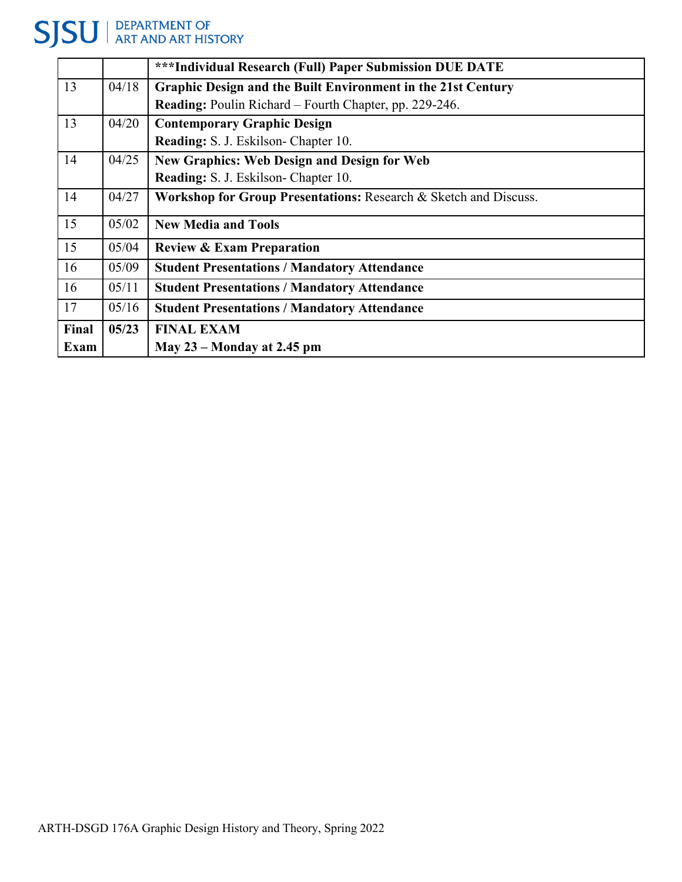| | | |
|---|---|---|
| | | **\*\*\*Individual Research (Full) Paper Submission DUE DATE** |
| 13 | 04/18 | **Graphic Design and the Built Environment in the 21st Century**<br>**Reading:** Poulin Richard – Fourth Chapter, pp. 229-246. |
| 13 | 04/20 | **Contemporary Graphic Design**<br>**Reading:** S. J. Eskilson- Chapter 10. |
| 14 | 04/25 | **New Graphics: Web Design and Design for Web**<br>**Reading:** S. J. Eskilson- Chapter 10. |
| 14 | 04/27 | **Workshop for Group Presentations:** Research & Sketch and Discuss. |
| 15 | 05/02 | **New Media and Tools** |
| 15 | 05/04 | **Review & Exam Preparation** |
| 16 | 05/09 | **Student Presentations / Mandatory Attendance** |
| 16 | 05/11 | **Student Presentations / Mandatory Attendance** |
| 17 | 05/16 | **Student Presentations / Mandatory Attendance** |
| **Final Exam** | **05/23** | **FINAL EXAM**<br>**May 23 – Monday at 2.45 pm** |